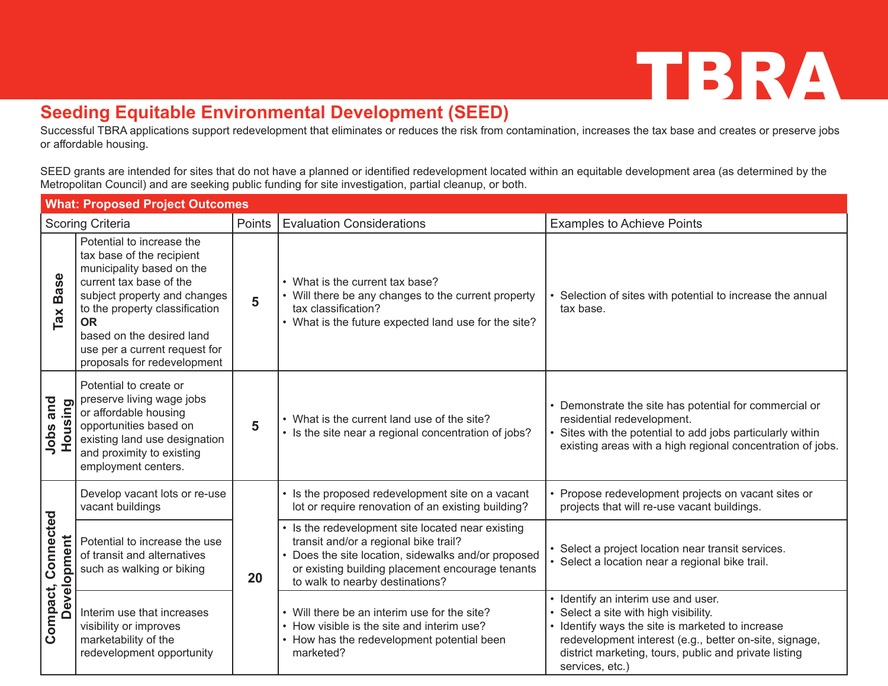# TBRA

## Seeding Equitable Environmental Development (SEED)

Successful TBRA applications support redevelopment that eliminates or reduces the risk from contamination, increases the tax base and creates or preserve jobs or affordable housing.

SEED grants are intended for sites that do not have a planned or identified redevelopment located within an equitable development area (as determined by the Metropolitan Council) and are seeking public funding for site investigation, partial cleanup, or both.

**What: Proposed Project Outcomes**

| Scoring Criteria | | Points | Evaluation Considerations | Examples to Achieve Points |
|---|---|---|---|---|
| **Tax Base** | Potential to increase the tax base of the recipient municipality based on the current tax base of the subject property and changes to the property classification **OR** based on the desired land use per a current request for proposals for redevelopment | **5** | • What is the current tax base?<br>• Will there be any changes to the current property tax classification?<br>• What is the future expected land use for the site? | • Selection of sites with potential to increase the annual tax base. |
| **Jobs and Housing** | Potential to create or preserve living wage jobs or affordable housing opportunities based on existing land use designation and proximity to existing employment centers. | **5** | • What is the current land use of the site?<br>• Is the site near a regional concentration of jobs? | • Demonstrate the site has potential for commercial or residential redevelopment.<br>• Sites with the potential to add jobs particularly within existing areas with a high regional concentration of jobs. |
| **Compact, Connected Development** | Develop vacant lots or re-use vacant buildings | **20** | • Is the proposed redevelopment site on a vacant lot or require renovation of an existing building? | • Propose redevelopment projects on vacant sites or projects that will re-use vacant buildings. |
| | Potential to increase the use of transit and alternatives such as walking or biking | | • Is the redevelopment site located near existing transit and/or a regional bike trail?<br>• Does the site location, sidewalks and/or proposed or existing building placement encourage tenants to walk to nearby destinations? | • Select a project location near transit services.<br>• Select a location near a regional bike trail. |
| | Interim use that increases visibility or improves marketability of the redevelopment opportunity | | • Will there be an interim use for the site?<br>• How visible is the site and interim use?<br>• How has the redevelopment potential been marketed? | • Identify an interim use and user.<br>• Select a site with high visibility.<br>• Identify ways the site is marketed to increase redevelopment interest (e.g., better on-site, signage, district marketing, tours, public and private listing services, etc.) |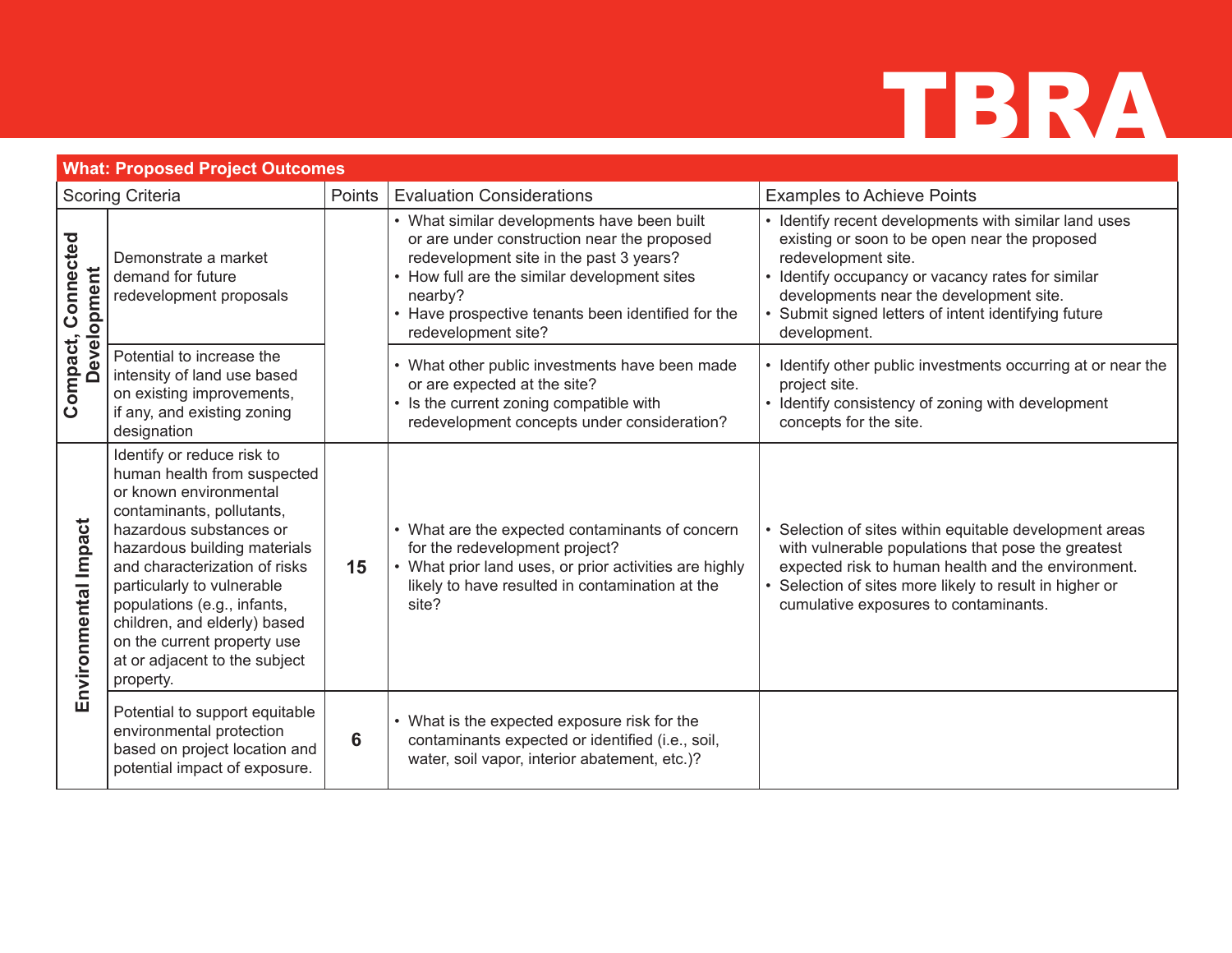# TBRA

| What: Proposed Project Outcomes | | | | |
|---|---|---|---|---|
| Scoring Criteria | | Points | Evaluation Considerations | Examples to Achieve Points |
| Compact, Connected Development | Demonstrate a market demand for future redevelopment proposals | | • What similar developments have been built or are under construction near the proposed redevelopment site in the past 3 years?<br>• How full are the similar development sites nearby?<br>• Have prospective tenants been identified for the redevelopment site? | • Identify recent developments with similar land uses existing or soon to be open near the proposed redevelopment site.<br>• Identify occupancy or vacancy rates for similar developments near the development site.<br>• Submit signed letters of intent identifying future development. |
| | Potential to increase the intensity of land use based on existing improvements, if any, and existing zoning designation | | • What other public investments have been made or are expected at the site?<br>• Is the current zoning compatible with redevelopment concepts under consideration? | • Identify other public investments occurring at or near the project site.<br>• Identify consistency of zoning with development concepts for the site. |
| Environmental Impact | Identify or reduce risk to human health from suspected or known environmental contaminants, pollutants, hazardous substances or hazardous building materials and characterization of risks particularly to vulnerable populations (e.g., infants, children, and elderly) based on the current property use at or adjacent to the subject property. | 15 | • What are the expected contaminants of concern for the redevelopment project?<br>• What prior land uses, or prior activities are highly likely to have resulted in contamination at the site? | • Selection of sites within equitable development areas with vulnerable populations that pose the greatest expected risk to human health and the environment.<br>• Selection of sites more likely to result in higher or cumulative exposures to contaminants. |
| | Potential to support equitable environmental protection based on project location and potential impact of exposure. | 6 | • What is the expected exposure risk for the contaminants expected or identified (i.e., soil, water, soil vapor, interior abatement, etc.)? | |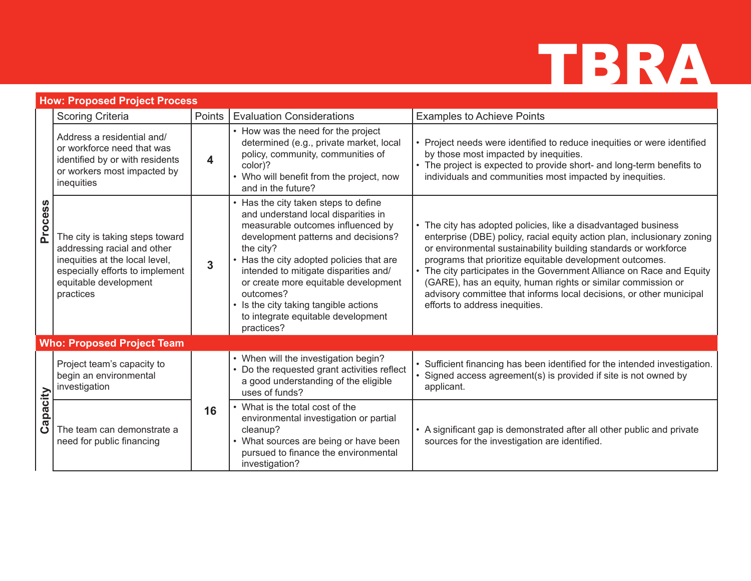# TBRA

## How: Proposed Project Process

| | Scoring Criteria | Points | Evaluation Considerations | Examples to Achieve Points |
|---|---|---|---|---|
| Process | Address a residential and/ or workforce need that was identified by or with residents or workers most impacted by inequities | **4** | • How was the need for the project determined (e.g., private market, local policy, community, communities of color)?<br>• Who will benefit from the project, now and in the future? | • Project needs were identified to reduce inequities or were identified by those most impacted by inequities.<br>• The project is expected to provide short- and long-term benefits to individuals and communities most impacted by inequities. |
| | The city is taking steps toward addressing racial and other inequities at the local level, especially efforts to implement equitable development practices | **3** | • Has the city taken steps to define and understand local disparities in measurable outcomes influenced by development patterns and decisions? the city?<br>• Has the city adopted policies that are intended to mitigate disparities and/ or create more equitable development outcomes?<br>• Is the city taking tangible actions to integrate equitable development practices? | • The city has adopted policies, like a disadvantaged business enterprise (DBE) policy, racial equity action plan, inclusionary zoning or environmental sustainability building standards or workforce programs that prioritize equitable development outcomes.<br>• The city participates in the Government Alliance on Race and Equity (GARE), has an equity, human rights or similar commission or advisory committee that informs local decisions, or other municipal efforts to address inequities. |

## Who: Proposed Project Team

| | Scoring Criteria | Points | Evaluation Considerations | Examples to Achieve Points |
|---|---|---|---|---|
| Capacity | Project team's capacity to begin an environmental investigation | **16** | • When will the investigation begin?<br>• Do the requested grant activities reflect a good understanding of the eligible uses of funds? | • Sufficient financing has been identified for the intended investigation.<br>• Signed access agreement(s) is provided if site is not owned by applicant. |
| | The team can demonstrate a need for public financing | | • What is the total cost of the environmental investigation or partial cleanup?<br>• What sources are being or have been pursued to finance the environmental investigation? | • A significant gap is demonstrated after all other public and private sources for the investigation are identified. |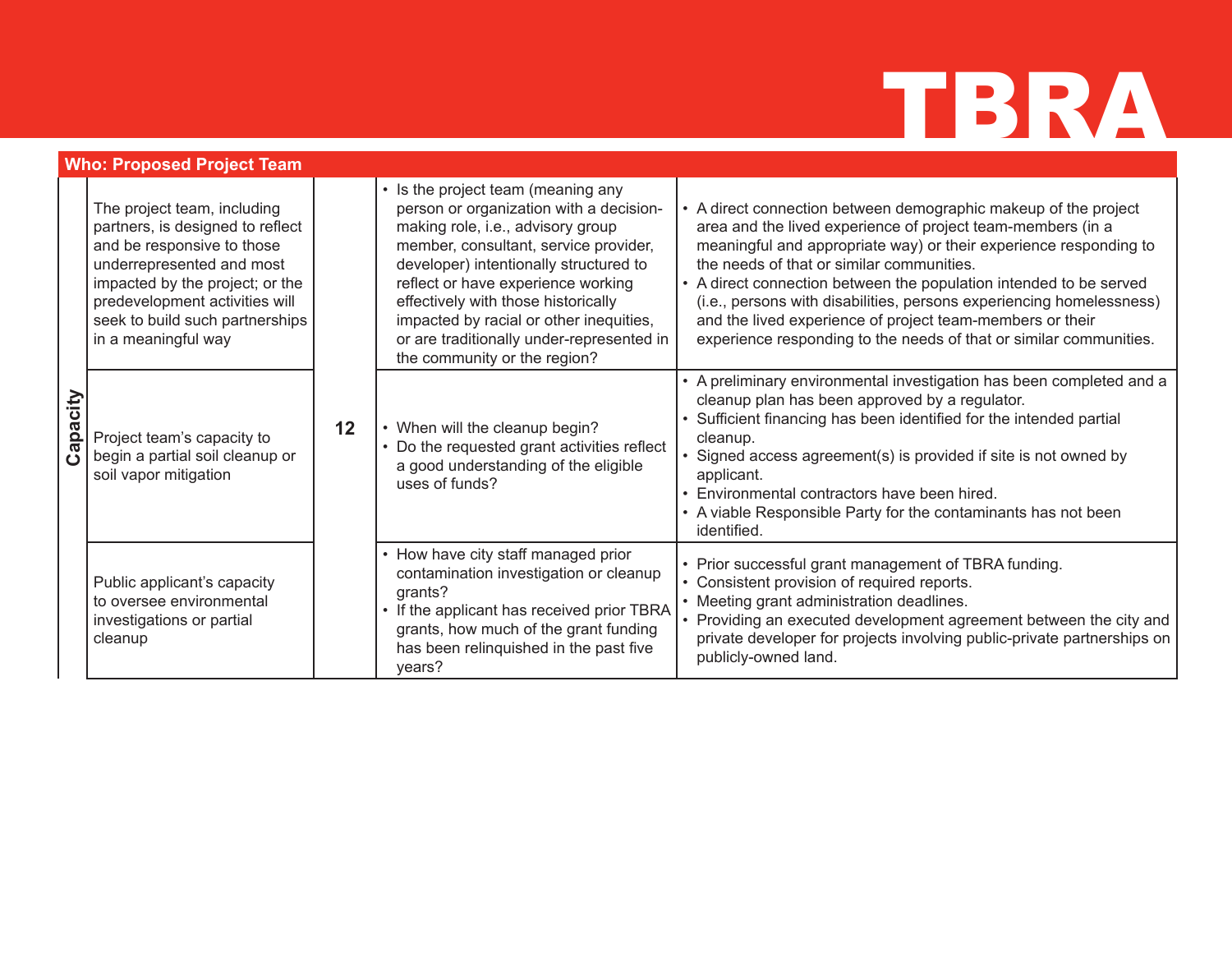# TBRA

| Who: Proposed Project Team | | | | |
|---|---|---|---|---|
| Capacity | The project team, including partners, is designed to reflect and be responsive to those underrepresented and most impacted by the project; or the predevelopment activities will seek to build such partnerships in a meaningful way | 12 | • Is the project team (meaning any person or organization with a decision-making role, i.e., advisory group member, consultant, service provider, developer) intentionally structured to reflect or have experience working effectively with those historically impacted by racial or other inequities, or are traditionally under-represented in the community or the region? | • A direct connection between demographic makeup of the project area and the lived experience of project team-members (in a meaningful and appropriate way) or their experience responding to the needs of that or similar communities.<br>• A direct connection between the population intended to be served (i.e., persons with disabilities, persons experiencing homelessness) and the lived experience of project team-members or their experience responding to the needs of that or similar communities. |
| | Project team's capacity to begin a partial soil cleanup or soil vapor mitigation | | • When will the cleanup begin?<br>• Do the requested grant activities reflect a good understanding of the eligible uses of funds? | • A preliminary environmental investigation has been completed and a cleanup plan has been approved by a regulator.<br>• Sufficient financing has been identified for the intended partial cleanup.<br>• Signed access agreement(s) is provided if site is not owned by applicant.<br>• Environmental contractors have been hired.<br>• A viable Responsible Party for the contaminants has not been identified. |
| | Public applicant's capacity to oversee environmental investigations or partial cleanup | | • How have city staff managed prior contamination investigation or cleanup grants?<br>• If the applicant has received prior TBRA grants, how much of the grant funding has been relinquished in the past five years? | • Prior successful grant management of TBRA funding.<br>• Consistent provision of required reports.<br>• Meeting grant administration deadlines.<br>• Providing an executed development agreement between the city and private developer for projects involving public-private partnerships on publicly-owned land. |